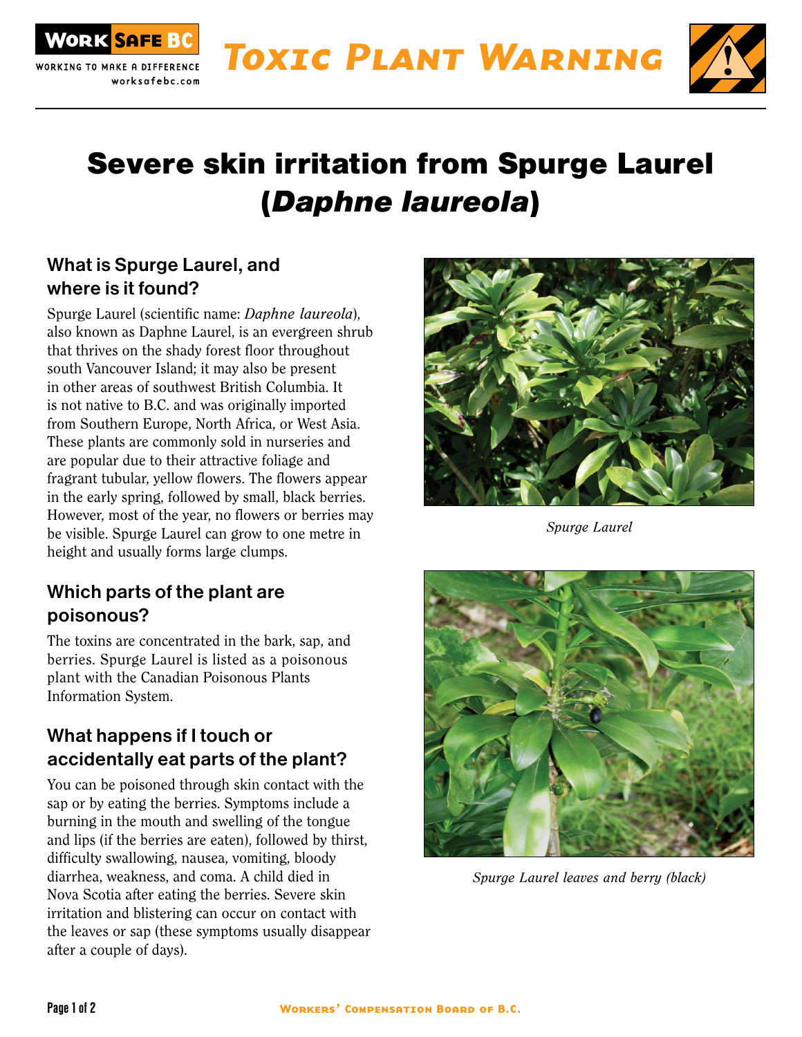# Toxic Plant Warning

# Severe skin irritation from Spurge Laurel (*Daphne laureola*)

## What is Spurge Laurel, and where is it found?

Spurge Laurel (scientific name: *Daphne laureola*), also known as Daphne Laurel, is an evergreen shrub that thrives on the shady forest floor throughout south Vancouver Island; it may also be present in other areas of southwest British Columbia. It is not native to B.C. and was originally imported from Southern Europe, North Africa, or West Asia. These plants are commonly sold in nurseries and are popular due to their attractive foliage and fragrant tubular, yellow flowers. The flowers appear in the early spring, followed by small, black berries. However, most of the year, no flowers or berries may be visible. Spurge Laurel can grow to one metre in height and usually forms large clumps.

*Spurge Laurel*

## Which parts of the plant are poisonous?

The toxins are concentrated in the bark, sap, and berries. Spurge Laurel is listed as a poisonous plant with the Canadian Poisonous Plants Information System.

*Spurge Laurel leaves and berry (black)*

## What happens if I touch or accidentally eat parts of the plant?

You can be poisoned through skin contact with the sap or by eating the berries. Symptoms include a burning in the mouth and swelling of the tongue and lips (if the berries are eaten), followed by thirst, difficulty swallowing, nausea, vomiting, bloody diarrhea, weakness, and coma. A child died in Nova Scotia after eating the berries. Severe skin irritation and blistering can occur on contact with the leaves or sap (these symptoms usually disappear after a couple of days).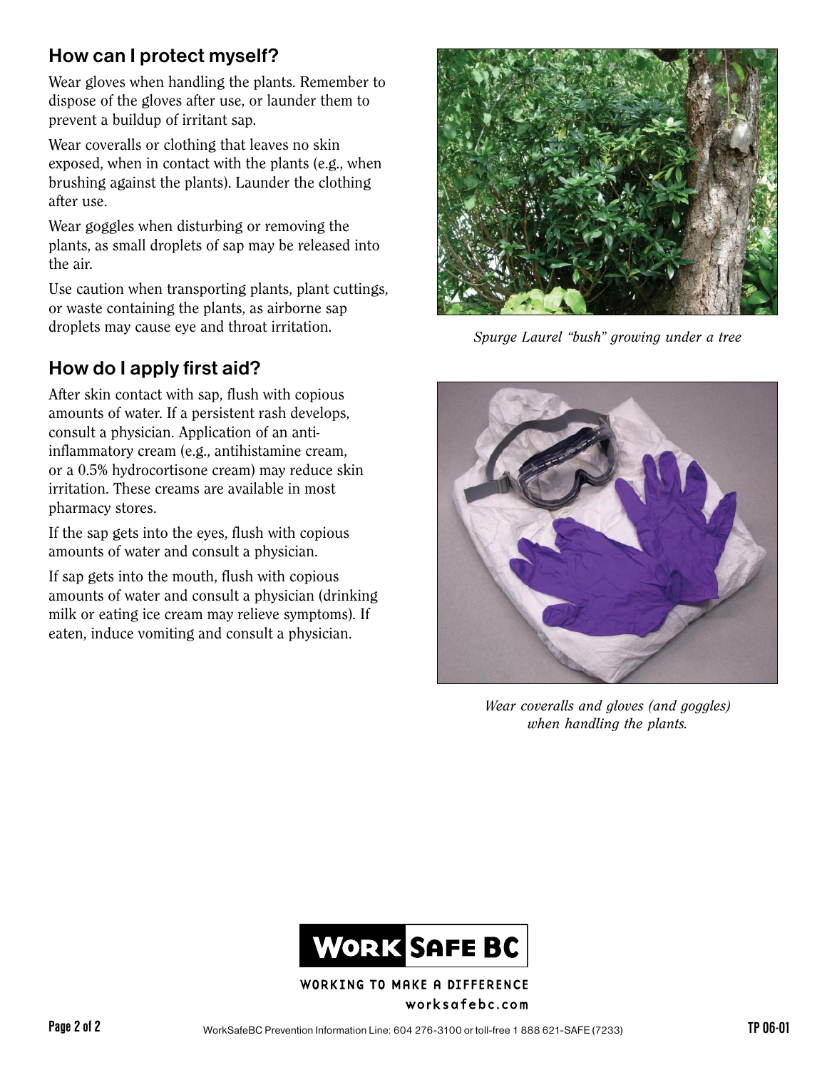## How can I protect myself?

Wear gloves when handling the plants. Remember to dispose of the gloves after use, or launder them to prevent a buildup of irritant sap.

Wear coveralls or clothing that leaves no skin exposed, when in contact with the plants (e.g., when brushing against the plants). Launder the clothing after use.

Wear goggles when disturbing or removing the plants, as small droplets of sap may be released into the air.

Use caution when transporting plants, plant cuttings, or waste containing the plants, as airborne sap droplets may cause eye and throat irritation.

*Spurge Laurel "bush" growing under a tree*

## How do I apply first aid?

After skin contact with sap, flush with copious amounts of water. If a persistent rash develops, consult a physician. Application of an anti-inflammatory cream (e.g., antihistamine cream, or a 0.5% hydrocortisone cream) may reduce skin irritation. These creams are available in most pharmacy stores.

If the sap gets into the eyes, flush with copious amounts of water and consult a physician.

If sap gets into the mouth, flush with copious amounts of water and consult a physician (drinking milk or eating ice cream may relieve symptoms). If eaten, induce vomiting and consult a physician.

*Wear coveralls and gloves (and goggles) when handling the plants.*

WORKSAFE BC

WORKING TO MAKE A DIFFERENCE

worksafebc.com

WorkSafeBC Prevention Information Line: 604 276-3100 or toll-free 1 888 621-SAFE (7233)

TP 06-01